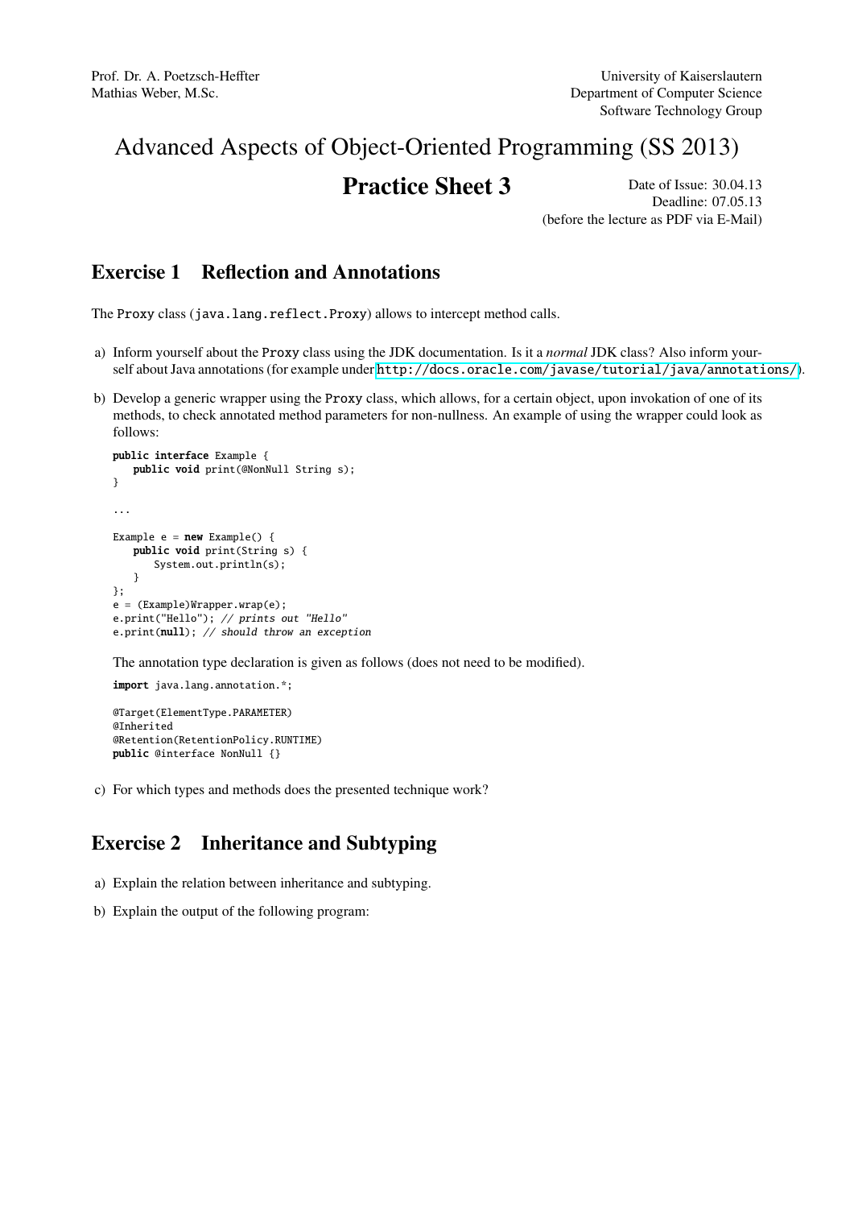Prof. Dr. A. Poetzsch-Heffter
Mathias Weber, M.Sc.

University of Kaiserslautern
Department of Computer Science
Software Technology Group

# Advanced Aspects of Object-Oriented Programming (SS 2013)

## Practice Sheet 3

Date of Issue: 30.04.13
Deadline: 07.05.13
(before the lecture as PDF via E-Mail)

## Exercise 1 Reflection and Annotations

The `Proxy` class (`java.lang.reflect.Proxy`) allows to intercept method calls.

a) Inform yourself about the `Proxy` class using the JDK documentation. Is it a *normal* JDK class? Also inform yourself about Java annotations (for example under http://docs.oracle.com/javase/tutorial/java/annotations/).

b) Develop a generic wrapper using the `Proxy` class, which allows, for a certain object, upon invokation of one of its methods, to check annotated method parameters for non-nullness. An example of using the wrapper could look as follows:

```java
public interface Example {
    public void print(@NonNull String s);
}

...

Example e = new Example() {
    public void print(String s) {
        System.out.println(s);
    }
};
e = (Example)Wrapper.wrap(e);
e.print("Hello"); // prints out "Hello"
e.print(null); // should throw an exception
```

The annotation type declaration is given as follows (does not need to be modified).

```java
import java.lang.annotation.*;

@Target(ElementType.PARAMETER)
@Inherited
@Retention(RetentionPolicy.RUNTIME)
public @interface NonNull {}
```

c) For which types and methods does the presented technique work?

## Exercise 2 Inheritance and Subtyping

a) Explain the relation between inheritance and subtyping.

b) Explain the output of the following program: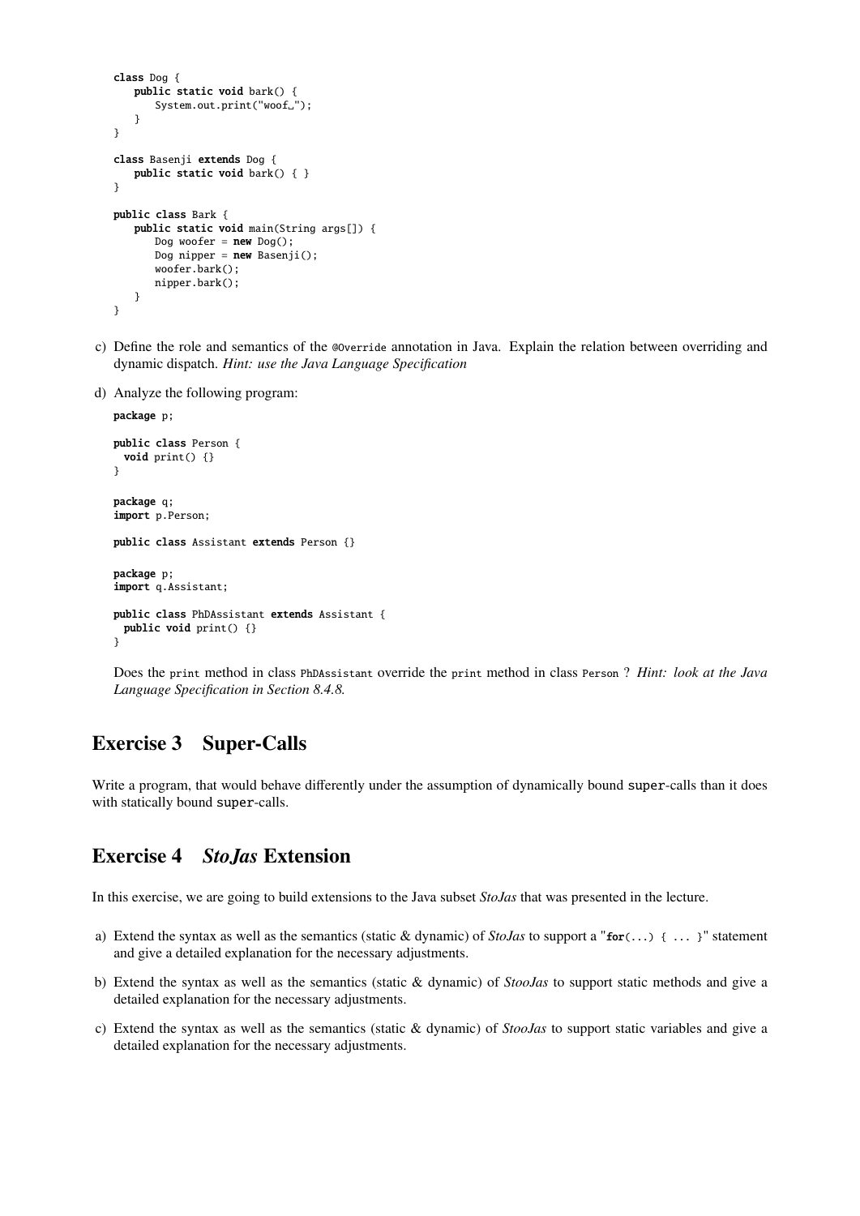```java
class Dog {
    public static void bark() {
        System.out.print("woof␣");
    }
}

class Basenji extends Dog {
    public static void bark() { }
}

public class Bark {
    public static void main(String args[]) {
        Dog woofer = new Dog();
        Dog nipper = new Basenji();
        woofer.bark();
        nipper.bark();
    }
}
```

c) Define the role and semantics of the `@Override` annotation in Java. Explain the relation between overriding and dynamic dispatch. *Hint: use the Java Language Specification*

d) Analyze the following program:

```java
package p;

public class Person {
  void print() {}
}

package q;
import p.Person;

public class Assistant extends Person {}

package p;
import q.Assistant;

public class PhDAssistant extends Assistant {
  public void print() {}
}
```

Does the `print` method in class `PhDAssistant` override the `print` method in class `Person` ? *Hint: look at the Java Language Specification in Section 8.4.8.*

## Exercise 3 Super-Calls

Write a program, that would behave differently under the assumption of dynamically bound `super`-calls than it does with statically bound `super`-calls.

## Exercise 4 *StoJas* Extension

In this exercise, we are going to build extensions to the Java subset *StoJas* that was presented in the lecture.

a) Extend the syntax as well as the semantics (static & dynamic) of *StoJas* to support a "**for**(...) { ... }" statement and give a detailed explanation for the necessary adjustments.

b) Extend the syntax as well as the semantics (static & dynamic) of *StooJas* to support static methods and give a detailed explanation for the necessary adjustments.

c) Extend the syntax as well as the semantics (static & dynamic) of *StooJas* to support static variables and give a detailed explanation for the necessary adjustments.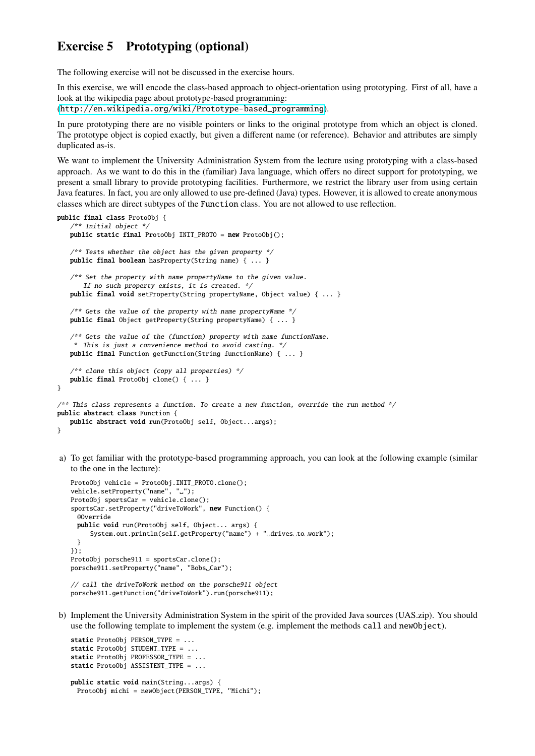## Exercise 5 Prototyping (optional)

The following exercise will not be discussed in the exercise hours.

In this exercise, we will encode the class-based approach to object-orientation using prototyping. First of all, have a look at the wikipedia page about prototype-based programming:
(http://en.wikipedia.org/wiki/Prototype-based_programming).

In pure prototyping there are no visible pointers or links to the original prototype from which an object is cloned. The prototype object is copied exactly, but given a different name (or reference). Behavior and attributes are simply duplicated as-is.

We want to implement the University Administration System from the lecture using prototyping with a class-based approach. As we want to do this in the (familiar) Java language, which offers no direct support for prototyping, we present a small library to provide prototyping facilities. Furthermore, we restrict the library user from using certain Java features. In fact, you are only allowed to use pre-defined (Java) types. However, it is allowed to create anonymous classes which are direct subtypes of the `Function` class. You are not allowed to use reflection.

```java
public final class ProtoObj {
   /** Initial object */
   public static final ProtoObj INIT_PROTO = new ProtoObj();

   /** Tests whether the object has the given property */
   public final boolean hasProperty(String name) { ... }

   /** Set the property with name propertyName to the given value.
       If no such property exists, it is created. */
   public final void setProperty(String propertyName, Object value) { ... }

   /** Gets the value of the property with name propertyName */
   public final Object getProperty(String propertyName) { ... }

   /** Gets the value of the (function) property with name functionName.
    * This is just a convenience method to avoid casting. */
   public final Function getFunction(String functionName) { ... }

   /** clone this object (copy all properties) */
   public final ProtoObj clone() { ... }
}

/** This class represents a function. To create a new function, override the run method */
public abstract class Function {
   public abstract void run(ProtoObj self, Object...args);
}
```

a) To get familiar with the prototype-based programming approach, you can look at the following example (similar to the one in the lecture):

```java
ProtoObj vehicle = ProtoObj.INIT_PROTO.clone();
vehicle.setProperty("name", " ");
ProtoObj sportsCar = vehicle.clone();
sportsCar.setProperty("driveToWork", new Function() {
  @Override
  public void run(ProtoObj self, Object... args) {
     System.out.println(self.getProperty("name") + " drives to work");
  }
});
ProtoObj porsche911 = sportsCar.clone();
porsche911.setProperty("name", "Bobs Car");

// call the driveToWork method on the porsche911 object
porsche911.getFunction("driveToWork").run(porsche911);
```

b) Implement the University Administration System in the spirit of the provided Java sources (UAS.zip). You should use the following template to implement the system (e.g. implement the methods `call` and `newObject`).

```java
static ProtoObj PERSON_TYPE = ...
static ProtoObj STUDENT_TYPE = ...
static ProtoObj PROFESSOR_TYPE = ...
static ProtoObj ASSISTENT_TYPE = ...

public static void main(String...args) {
  ProtoObj michi = newObject(PERSON_TYPE, "Michi");
```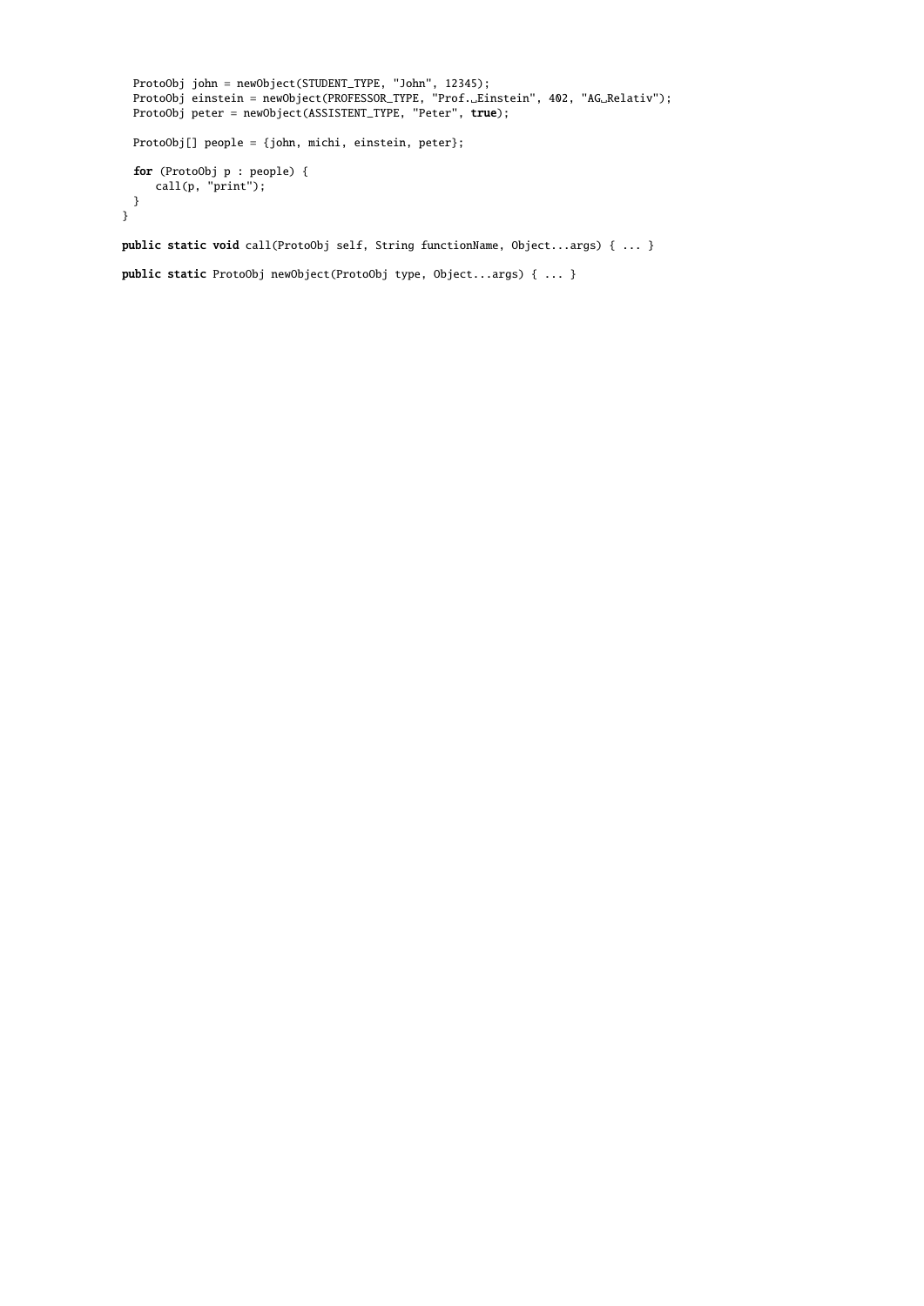```java
  ProtoObj john = newObject(STUDENT_TYPE, "John", 12345);
  ProtoObj einstein = newObject(PROFESSOR_TYPE, "Prof. Einstein", 402, "AG Relativ");
  ProtoObj peter = newObject(ASSISTENT_TYPE, "Peter", true);

  ProtoObj[] people = {john, michi, einstein, peter};

  for (ProtoObj p : people) {
     call(p, "print");
  }
}

public static void call(ProtoObj self, String functionName, Object...args) { ... }

public static ProtoObj newObject(ProtoObj type, Object...args) { ... }
```